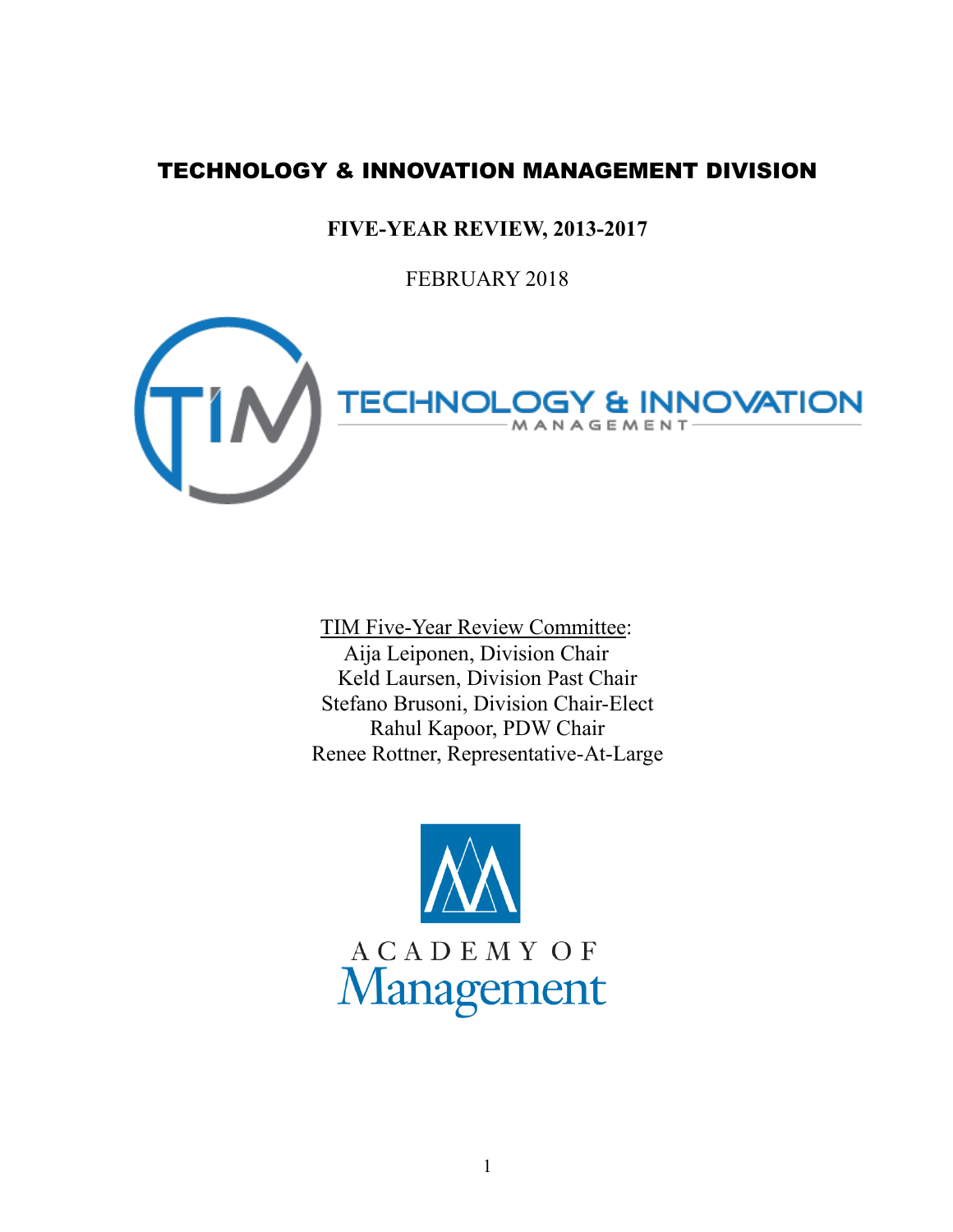# TECHNOLOGY & INNOVATION MANAGEMENT DIVISION

**FIVE-YEAR REVIEW, 2013-2017**

FEBRUARY 2018

TECHNOLOGY & INNOVATION MANAGEMENT

TIM Five-Year Review Committee:

Aija Leiponen, Division Chair
Keld Laursen, Division Past Chair
Stefano Brusoni, Division Chair-Elect
Rahul Kapoor, PDW Chair
Renee Rottner, Representative-At-Large

ACADEMY OF Management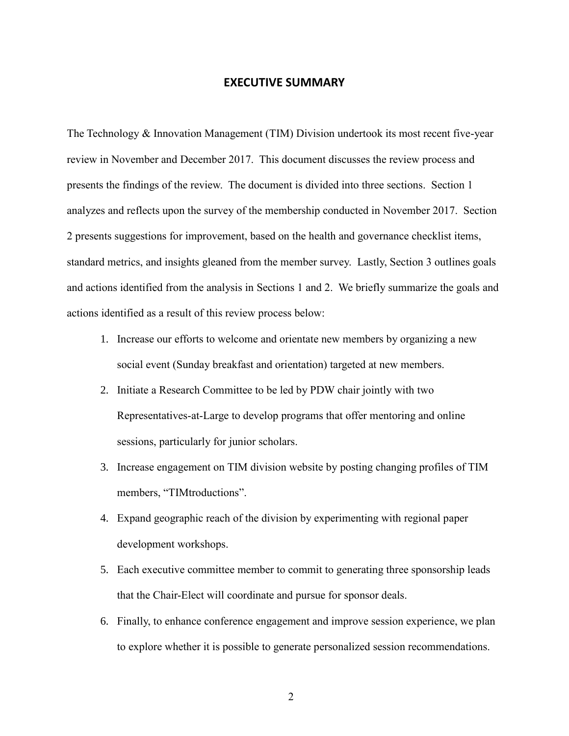# EXECUTIVE SUMMARY

The Technology & Innovation Management (TIM) Division undertook its most recent five-year review in November and December 2017. This document discusses the review process and presents the findings of the review. The document is divided into three sections. Section 1 analyzes and reflects upon the survey of the membership conducted in November 2017. Section 2 presents suggestions for improvement, based on the health and governance checklist items, standard metrics, and insights gleaned from the member survey. Lastly, Section 3 outlines goals and actions identified from the analysis in Sections 1 and 2. We briefly summarize the goals and actions identified as a result of this review process below:

1. Increase our efforts to welcome and orientate new members by organizing a new social event (Sunday breakfast and orientation) targeted at new members.
2. Initiate a Research Committee to be led by PDW chair jointly with two Representatives-at-Large to develop programs that offer mentoring and online sessions, particularly for junior scholars.
3. Increase engagement on TIM division website by posting changing profiles of TIM members, "TIMtroductions".
4. Expand geographic reach of the division by experimenting with regional paper development workshops.
5. Each executive committee member to commit to generating three sponsorship leads that the Chair-Elect will coordinate and pursue for sponsor deals.
6. Finally, to enhance conference engagement and improve session experience, we plan to explore whether it is possible to generate personalized session recommendations.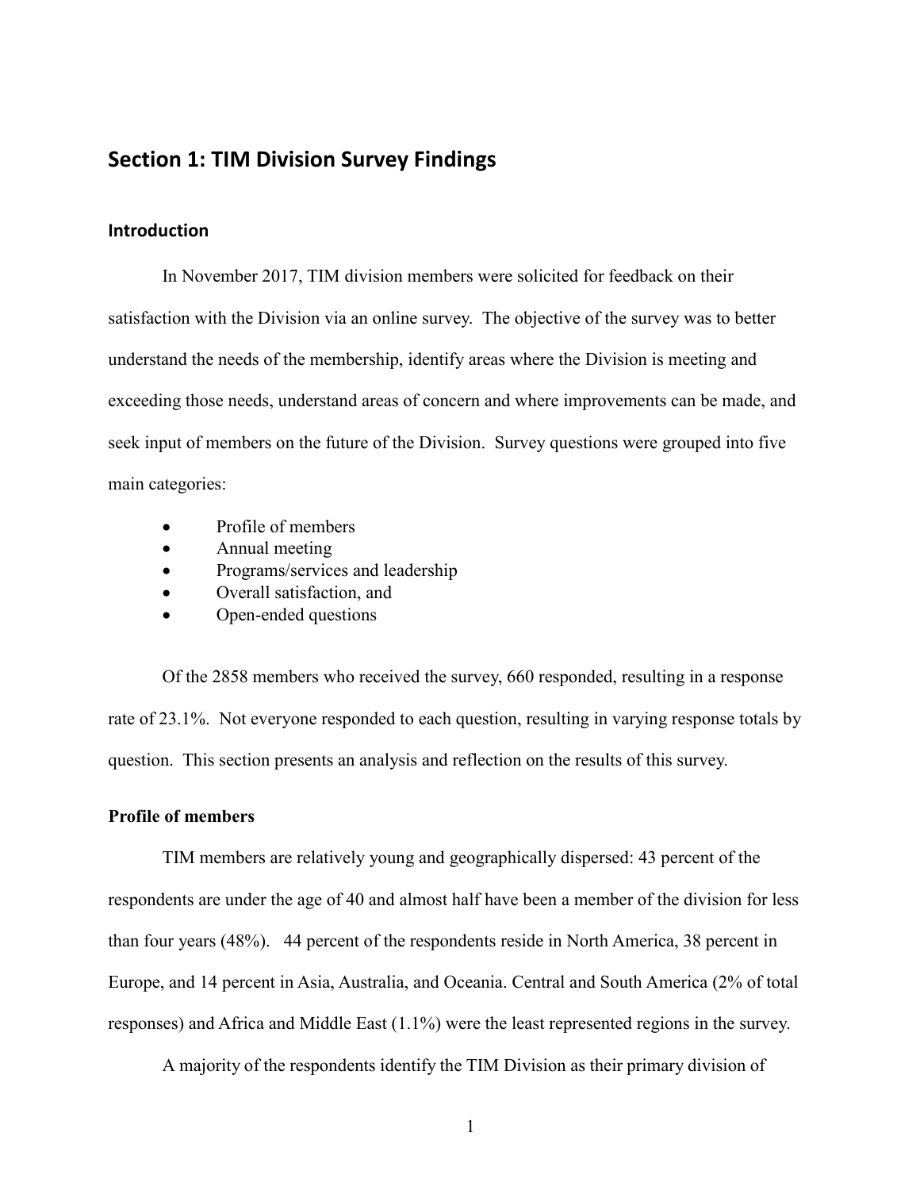## Section 1: TIM Division Survey Findings

### Introduction

In November 2017, TIM division members were solicited for feedback on their satisfaction with the Division via an online survey. The objective of the survey was to better understand the needs of the membership, identify areas where the Division is meeting and exceeding those needs, understand areas of concern and where improvements can be made, and seek input of members on the future of the Division. Survey questions were grouped into five main categories:

- Profile of members
- Annual meeting
- Programs/services and leadership
- Overall satisfaction, and
- Open-ended questions

Of the 2858 members who received the survey, 660 responded, resulting in a response rate of 23.1%. Not everyone responded to each question, resulting in varying response totals by question. This section presents an analysis and reflection on the results of this survey.

**Profile of members**

TIM members are relatively young and geographically dispersed: 43 percent of the respondents are under the age of 40 and almost half have been a member of the division for less than four years (48%). 44 percent of the respondents reside in North America, 38 percent in Europe, and 14 percent in Asia, Australia, and Oceania. Central and South America (2% of total responses) and Africa and Middle East (1.1%) were the least represented regions in the survey.

A majority of the respondents identify the TIM Division as their primary division of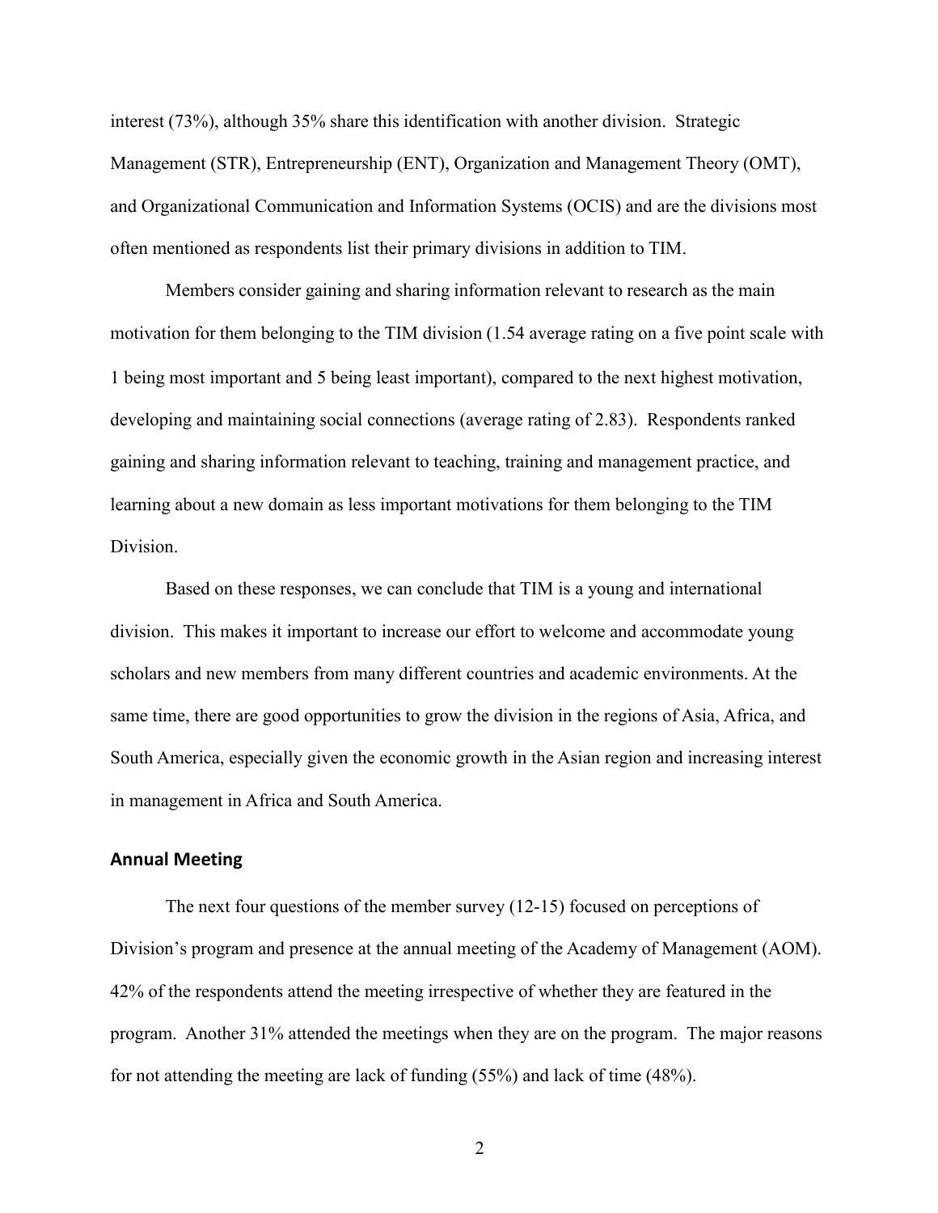interest (73%), although 35% share this identification with another division. Strategic Management (STR), Entrepreneurship (ENT), Organization and Management Theory (OMT), and Organizational Communication and Information Systems (OCIS) and are the divisions most often mentioned as respondents list their primary divisions in addition to TIM.

Members consider gaining and sharing information relevant to research as the main motivation for them belonging to the TIM division (1.54 average rating on a five point scale with 1 being most important and 5 being least important), compared to the next highest motivation, developing and maintaining social connections (average rating of 2.83). Respondents ranked gaining and sharing information relevant to teaching, training and management practice, and learning about a new domain as less important motivations for them belonging to the TIM Division.

Based on these responses, we can conclude that TIM is a young and international division. This makes it important to increase our effort to welcome and accommodate young scholars and new members from many different countries and academic environments. At the same time, there are good opportunities to grow the division in the regions of Asia, Africa, and South America, especially given the economic growth in the Asian region and increasing interest in management in Africa and South America.

## Annual Meeting

The next four questions of the member survey (12-15) focused on perceptions of Division's program and presence at the annual meeting of the Academy of Management (AOM). 42% of the respondents attend the meeting irrespective of whether they are featured in the program. Another 31% attended the meetings when they are on the program. The major reasons for not attending the meeting are lack of funding (55%) and lack of time (48%).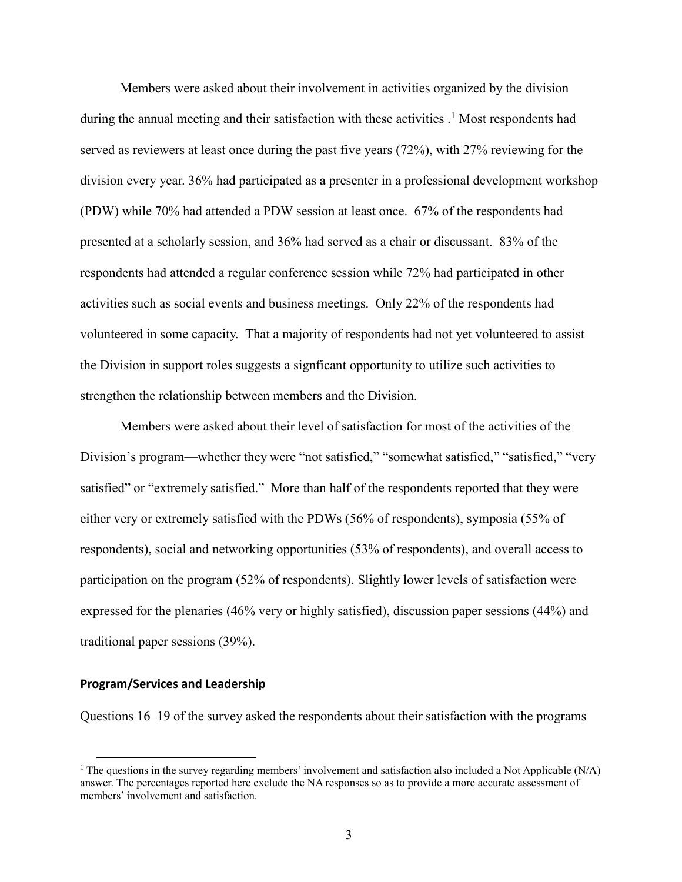Members were asked about their involvement in activities organized by the division during the annual meeting and their satisfaction with these activities .[1] Most respondents had served as reviewers at least once during the past five years (72%), with 27% reviewing for the division every year. 36% had participated as a presenter in a professional development workshop (PDW) while 70% had attended a PDW session at least once. 67% of the respondents had presented at a scholarly session, and 36% had served as a chair or discussant. 83% of the respondents had attended a regular conference session while 72% had participated in other activities such as social events and business meetings. Only 22% of the respondents had volunteered in some capacity. That a majority of respondents had not yet volunteered to assist the Division in support roles suggests a signficant opportunity to utilize such activities to strengthen the relationship between members and the Division.

Members were asked about their level of satisfaction for most of the activities of the Division's program—whether they were "not satisfied," "somewhat satisfied," "satisfied," "very satisfied" or "extremely satisfied." More than half of the respondents reported that they were either very or extremely satisfied with the PDWs (56% of respondents), symposia (55% of respondents), social and networking opportunities (53% of respondents), and overall access to participation on the program (52% of respondents). Slightly lower levels of satisfaction were expressed for the plenaries (46% very or highly satisfied), discussion paper sessions (44%) and traditional paper sessions (39%).

**Program/Services and Leadership**

Questions 16–19 of the survey asked the respondents about their satisfaction with the programs

[1] The questions in the survey regarding members' involvement and satisfaction also included a Not Applicable (N/A) answer. The percentages reported here exclude the NA responses so as to provide a more accurate assessment of members' involvement and satisfaction.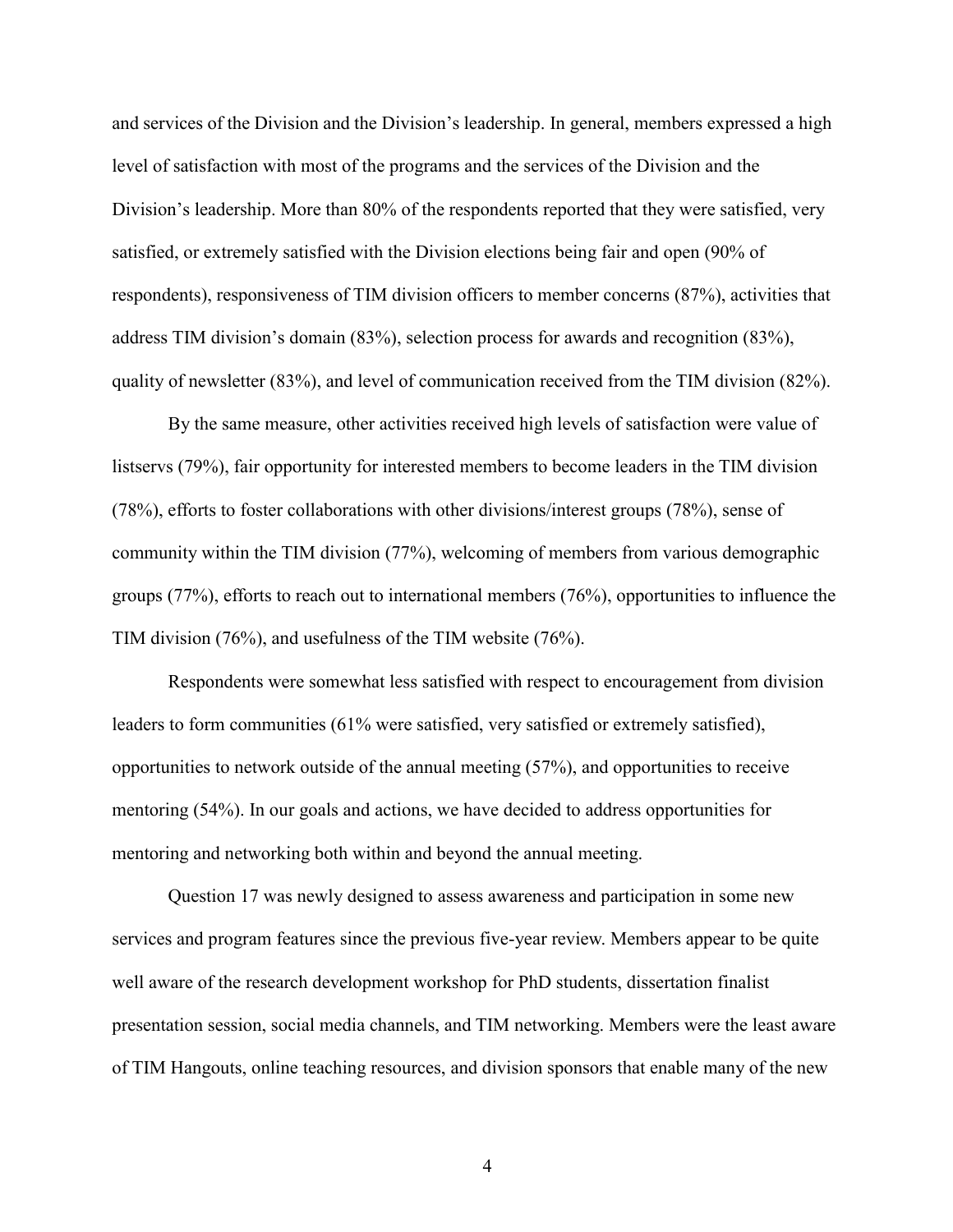and services of the Division and the Division's leadership. In general, members expressed a high level of satisfaction with most of the programs and the services of the Division and the Division's leadership. More than 80% of the respondents reported that they were satisfied, very satisfied, or extremely satisfied with the Division elections being fair and open (90% of respondents), responsiveness of TIM division officers to member concerns (87%), activities that address TIM division's domain (83%), selection process for awards and recognition (83%), quality of newsletter (83%), and level of communication received from the TIM division (82%).

By the same measure, other activities received high levels of satisfaction were value of listservs (79%), fair opportunity for interested members to become leaders in the TIM division (78%), efforts to foster collaborations with other divisions/interest groups (78%), sense of community within the TIM division (77%), welcoming of members from various demographic groups (77%), efforts to reach out to international members (76%), opportunities to influence the TIM division (76%), and usefulness of the TIM website (76%).

Respondents were somewhat less satisfied with respect to encouragement from division leaders to form communities (61% were satisfied, very satisfied or extremely satisfied), opportunities to network outside of the annual meeting (57%), and opportunities to receive mentoring (54%). In our goals and actions, we have decided to address opportunities for mentoring and networking both within and beyond the annual meeting.

Question 17 was newly designed to assess awareness and participation in some new services and program features since the previous five-year review. Members appear to be quite well aware of the research development workshop for PhD students, dissertation finalist presentation session, social media channels, and TIM networking. Members were the least aware of TIM Hangouts, online teaching resources, and division sponsors that enable many of the new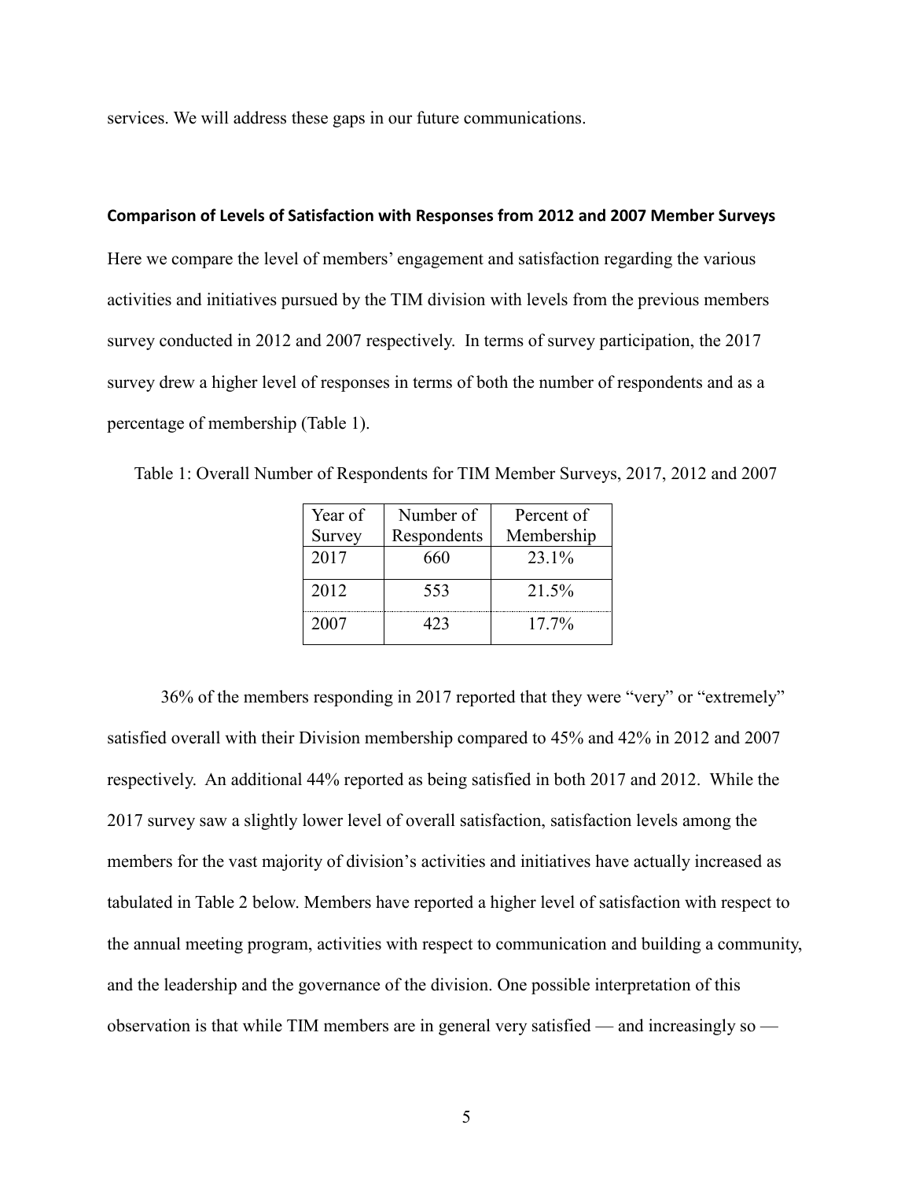services. We will address these gaps in our future communications.

### Comparison of Levels of Satisfaction with Responses from 2012 and 2007 Member Surveys

Here we compare the level of members' engagement and satisfaction regarding the various activities and initiatives pursued by the TIM division with levels from the previous members survey conducted in 2012 and 2007 respectively. In terms of survey participation, the 2017 survey drew a higher level of responses in terms of both the number of respondents and as a percentage of membership (Table 1).

Table 1: Overall Number of Respondents for TIM Member Surveys, 2017, 2012 and 2007

| Year of Survey | Number of Respondents | Percent of Membership |
|---|---|---|
| 2017 | 660 | 23.1% |
| 2012 | 553 | 21.5% |
| 2007 | 423 | 17.7% |

36% of the members responding in 2017 reported that they were "very" or "extremely" satisfied overall with their Division membership compared to 45% and 42% in 2012 and 2007 respectively. An additional 44% reported as being satisfied in both 2017 and 2012. While the 2017 survey saw a slightly lower level of overall satisfaction, satisfaction levels among the members for the vast majority of division's activities and initiatives have actually increased as tabulated in Table 2 below. Members have reported a higher level of satisfaction with respect to the annual meeting program, activities with respect to communication and building a community, and the leadership and the governance of the division. One possible interpretation of this observation is that while TIM members are in general very satisfied — and increasingly so —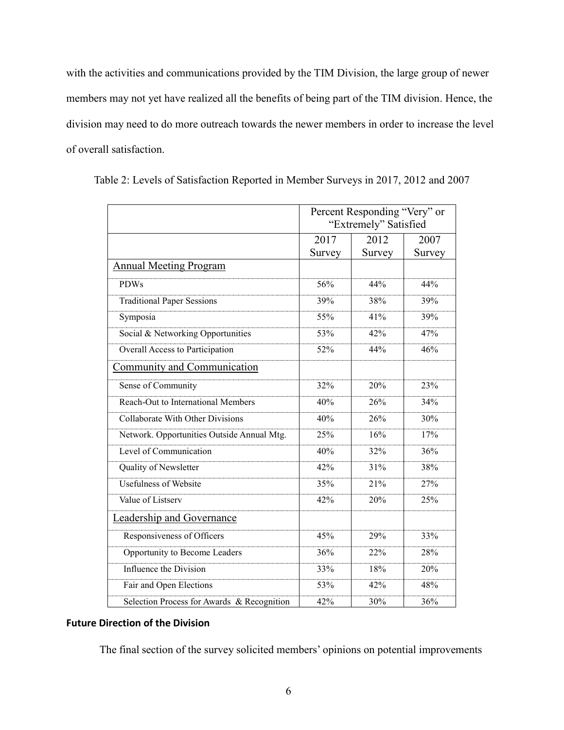with the activities and communications provided by the TIM Division, the large group of newer members may not yet have realized all the benefits of being part of the TIM division. Hence, the division may need to do more outreach towards the newer members in order to increase the level of overall satisfaction.

Table 2: Levels of Satisfaction Reported in Member Surveys in 2017, 2012 and 2007

| | Percent Responding "Very" or "Extremely" Satisfied | | |
|---|---|---|---|
| | 2017 Survey | 2012 Survey | 2007 Survey |
| Annual Meeting Program | | | |
| PDWs | 56% | 44% | 44% |
| Traditional Paper Sessions | 39% | 38% | 39% |
| Symposia | 55% | 41% | 39% |
| Social & Networking Opportunities | 53% | 42% | 47% |
| Overall Access to Participation | 52% | 44% | 46% |
| Community and Communication | | | |
| Sense of Community | 32% | 20% | 23% |
| Reach-Out to International Members | 40% | 26% | 34% |
| Collaborate With Other Divisions | 40% | 26% | 30% |
| Network. Opportunities Outside Annual Mtg. | 25% | 16% | 17% |
| Level of Communication | 40% | 32% | 36% |
| Quality of Newsletter | 42% | 31% | 38% |
| Usefulness of Website | 35% | 21% | 27% |
| Value of Listserv | 42% | 20% | 25% |
| Leadership and Governance | | | |
| Responsiveness of Officers | 45% | 29% | 33% |
| Opportunity to Become Leaders | 36% | 22% | 28% |
| Influence the Division | 33% | 18% | 20% |
| Fair and Open Elections | 53% | 42% | 48% |
| Selection Process for Awards & Recognition | 42% | 30% | 36% |

**Future Direction of the Division**

The final section of the survey solicited members' opinions on potential improvements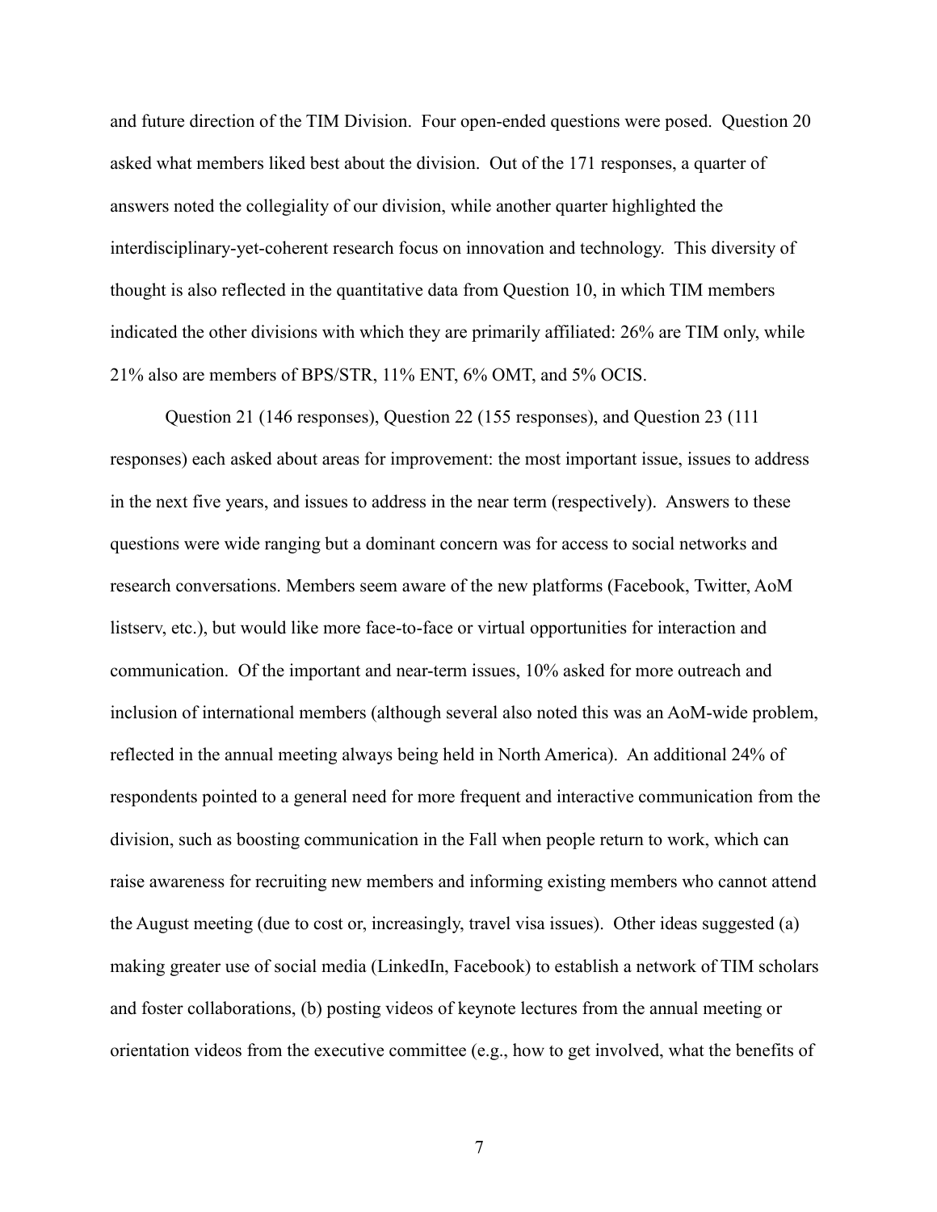and future direction of the TIM Division. Four open-ended questions were posed. Question 20 asked what members liked best about the division. Out of the 171 responses, a quarter of answers noted the collegiality of our division, while another quarter highlighted the interdisciplinary-yet-coherent research focus on innovation and technology. This diversity of thought is also reflected in the quantitative data from Question 10, in which TIM members indicated the other divisions with which they are primarily affiliated: 26% are TIM only, while 21% also are members of BPS/STR, 11% ENT, 6% OMT, and 5% OCIS.

Question 21 (146 responses), Question 22 (155 responses), and Question 23 (111 responses) each asked about areas for improvement: the most important issue, issues to address in the next five years, and issues to address in the near term (respectively). Answers to these questions were wide ranging but a dominant concern was for access to social networks and research conversations. Members seem aware of the new platforms (Facebook, Twitter, AoM listserv, etc.), but would like more face-to-face or virtual opportunities for interaction and communication. Of the important and near-term issues, 10% asked for more outreach and inclusion of international members (although several also noted this was an AoM-wide problem, reflected in the annual meeting always being held in North America). An additional 24% of respondents pointed to a general need for more frequent and interactive communication from the division, such as boosting communication in the Fall when people return to work, which can raise awareness for recruiting new members and informing existing members who cannot attend the August meeting (due to cost or, increasingly, travel visa issues). Other ideas suggested (a) making greater use of social media (LinkedIn, Facebook) to establish a network of TIM scholars and foster collaborations, (b) posting videos of keynote lectures from the annual meeting or orientation videos from the executive committee (e.g., how to get involved, what the benefits of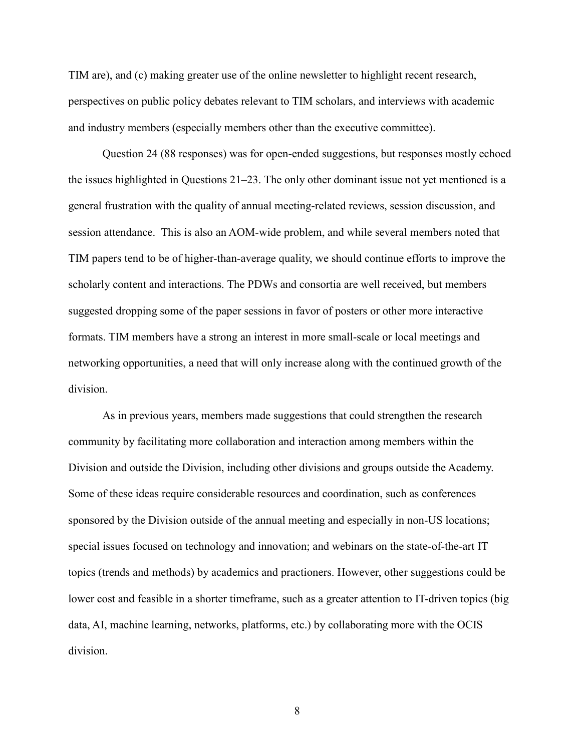TIM are), and (c) making greater use of the online newsletter to highlight recent research, perspectives on public policy debates relevant to TIM scholars, and interviews with academic and industry members (especially members other than the executive committee).

Question 24 (88 responses) was for open-ended suggestions, but responses mostly echoed the issues highlighted in Questions 21–23. The only other dominant issue not yet mentioned is a general frustration with the quality of annual meeting-related reviews, session discussion, and session attendance. This is also an AOM-wide problem, and while several members noted that TIM papers tend to be of higher-than-average quality, we should continue efforts to improve the scholarly content and interactions. The PDWs and consortia are well received, but members suggested dropping some of the paper sessions in favor of posters or other more interactive formats. TIM members have a strong an interest in more small-scale or local meetings and networking opportunities, a need that will only increase along with the continued growth of the division.

As in previous years, members made suggestions that could strengthen the research community by facilitating more collaboration and interaction among members within the Division and outside the Division, including other divisions and groups outside the Academy. Some of these ideas require considerable resources and coordination, such as conferences sponsored by the Division outside of the annual meeting and especially in non-US locations; special issues focused on technology and innovation; and webinars on the state-of-the-art IT topics (trends and methods) by academics and practioners. However, other suggestions could be lower cost and feasible in a shorter timeframe, such as a greater attention to IT-driven topics (big data, AI, machine learning, networks, platforms, etc.) by collaborating more with the OCIS division.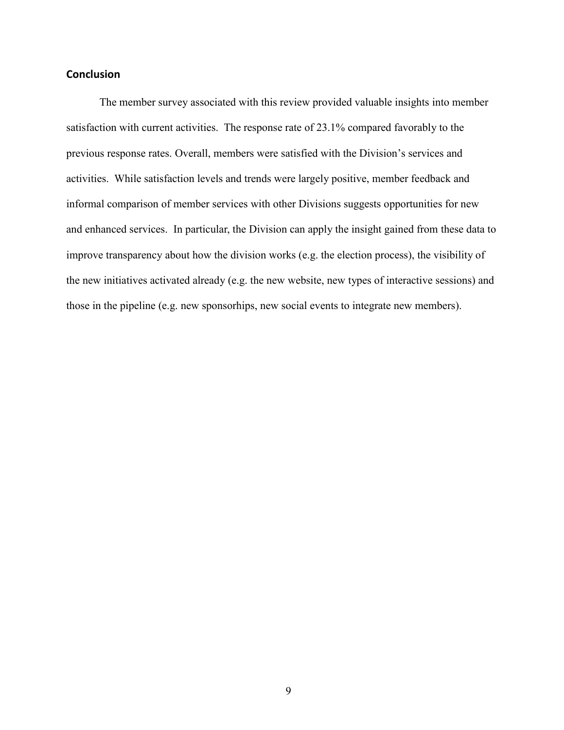## Conclusion

The member survey associated with this review provided valuable insights into member satisfaction with current activities. The response rate of 23.1% compared favorably to the previous response rates. Overall, members were satisfied with the Division's services and activities. While satisfaction levels and trends were largely positive, member feedback and informal comparison of member services with other Divisions suggests opportunities for new and enhanced services. In particular, the Division can apply the insight gained from these data to improve transparency about how the division works (e.g. the election process), the visibility of the new initiatives activated already (e.g. the new website, new types of interactive sessions) and those in the pipeline (e.g. new sponsorhips, new social events to integrate new members).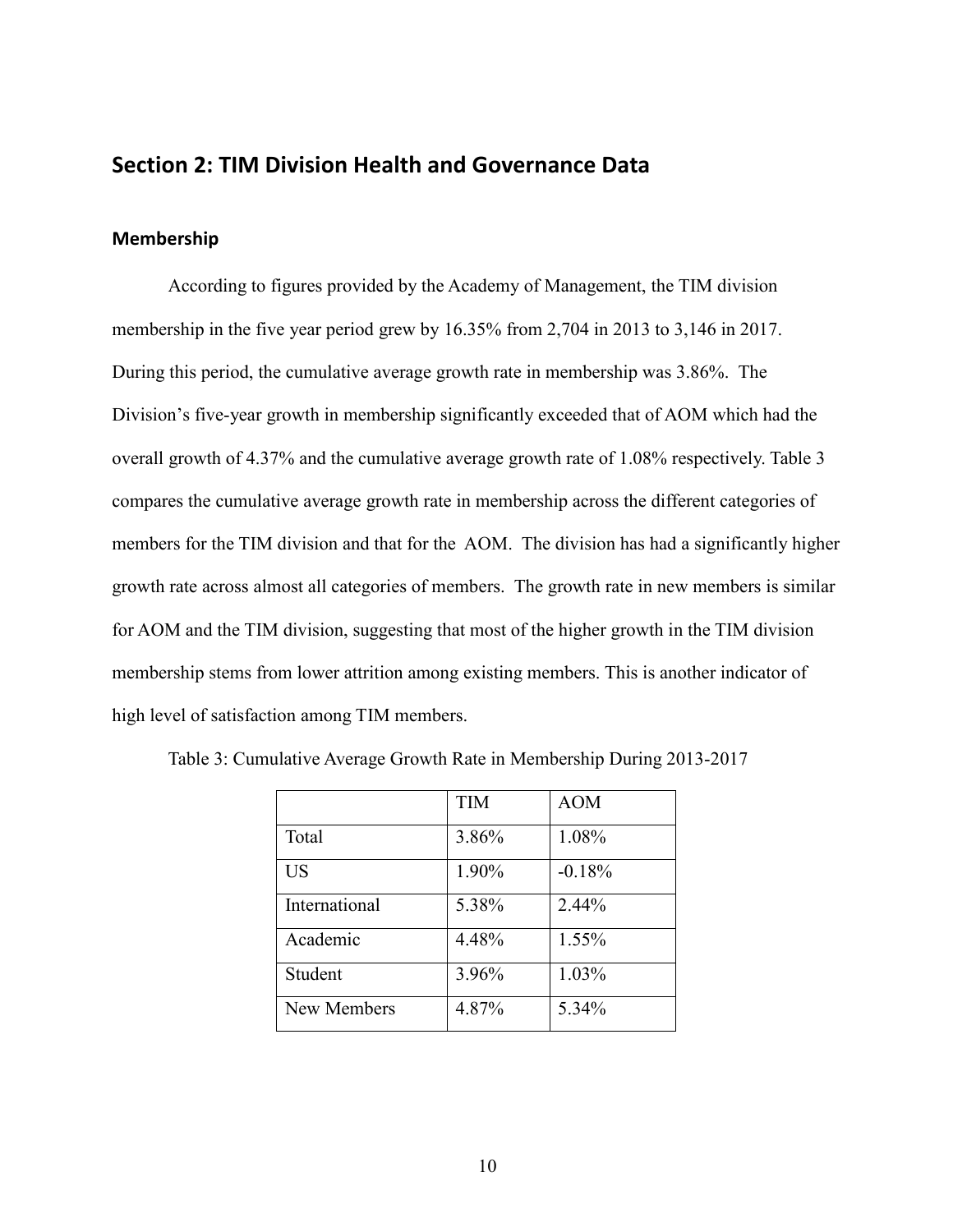## Section 2: TIM Division Health and Governance Data

### Membership

According to figures provided by the Academy of Management, the TIM division membership in the five year period grew by 16.35% from 2,704 in 2013 to 3,146 in 2017. During this period, the cumulative average growth rate in membership was 3.86%. The Division's five-year growth in membership significantly exceeded that of AOM which had the overall growth of 4.37% and the cumulative average growth rate of 1.08% respectively. Table 3 compares the cumulative average growth rate in membership across the different categories of members for the TIM division and that for the AOM. The division has had a significantly higher growth rate across almost all categories of members. The growth rate in new members is similar for AOM and the TIM division, suggesting that most of the higher growth in the TIM division membership stems from lower attrition among existing members. This is another indicator of high level of satisfaction among TIM members.

Table 3: Cumulative Average Growth Rate in Membership During 2013-2017

| | TIM | AOM |
|---|---|---|
| Total | 3.86% | 1.08% |
| US | 1.90% | -0.18% |
| International | 5.38% | 2.44% |
| Academic | 4.48% | 1.55% |
| Student | 3.96% | 1.03% |
| New Members | 4.87% | 5.34% |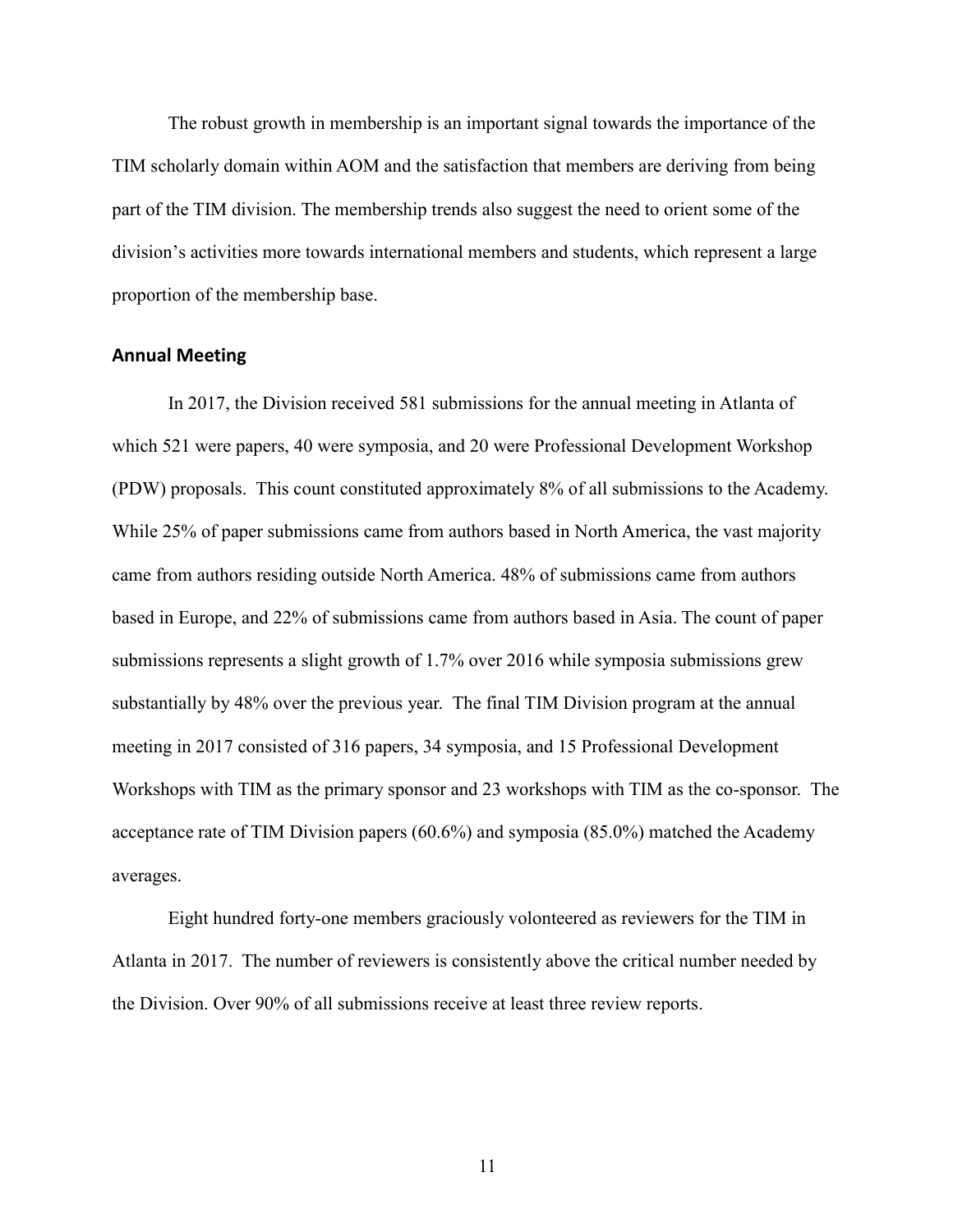The robust growth in membership is an important signal towards the importance of the TIM scholarly domain within AOM and the satisfaction that members are deriving from being part of the TIM division. The membership trends also suggest the need to orient some of the division's activities more towards international members and students, which represent a large proportion of the membership base.

## Annual Meeting

In 2017, the Division received 581 submissions for the annual meeting in Atlanta of which 521 were papers, 40 were symposia, and 20 were Professional Development Workshop (PDW) proposals. This count constituted approximately 8% of all submissions to the Academy. While 25% of paper submissions came from authors based in North America, the vast majority came from authors residing outside North America. 48% of submissions came from authors based in Europe, and 22% of submissions came from authors based in Asia. The count of paper submissions represents a slight growth of 1.7% over 2016 while symposia submissions grew substantially by 48% over the previous year. The final TIM Division program at the annual meeting in 2017 consisted of 316 papers, 34 symposia, and 15 Professional Development Workshops with TIM as the primary sponsor and 23 workshops with TIM as the co-sponsor. The acceptance rate of TIM Division papers (60.6%) and symposia (85.0%) matched the Academy averages.

Eight hundred forty-one members graciously volonteered as reviewers for the TIM in Atlanta in 2017. The number of reviewers is consistently above the critical number needed by the Division. Over 90% of all submissions receive at least three review reports.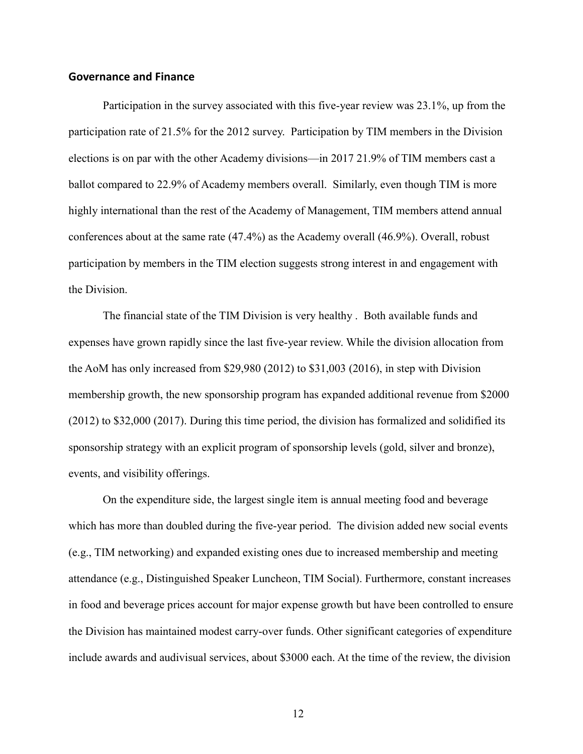## Governance and Finance

Participation in the survey associated with this five-year review was 23.1%, up from the participation rate of 21.5% for the 2012 survey. Participation by TIM members in the Division elections is on par with the other Academy divisions—in 2017 21.9% of TIM members cast a ballot compared to 22.9% of Academy members overall. Similarly, even though TIM is more highly international than the rest of the Academy of Management, TIM members attend annual conferences about at the same rate (47.4%) as the Academy overall (46.9%). Overall, robust participation by members in the TIM election suggests strong interest in and engagement with the Division.

The financial state of the TIM Division is very healthy . Both available funds and expenses have grown rapidly since the last five-year review. While the division allocation from the AoM has only increased from $29,980 (2012) to $31,003 (2016), in step with Division membership growth, the new sponsorship program has expanded additional revenue from $2000 (2012) to $32,000 (2017). During this time period, the division has formalized and solidified its sponsorship strategy with an explicit program of sponsorship levels (gold, silver and bronze), events, and visibility offerings.

On the expenditure side, the largest single item is annual meeting food and beverage which has more than doubled during the five-year period. The division added new social events (e.g., TIM networking) and expanded existing ones due to increased membership and meeting attendance (e.g., Distinguished Speaker Luncheon, TIM Social). Furthermore, constant increases in food and beverage prices account for major expense growth but have been controlled to ensure the Division has maintained modest carry-over funds. Other significant categories of expenditure include awards and audivisual services, about $3000 each. At the time of the review, the division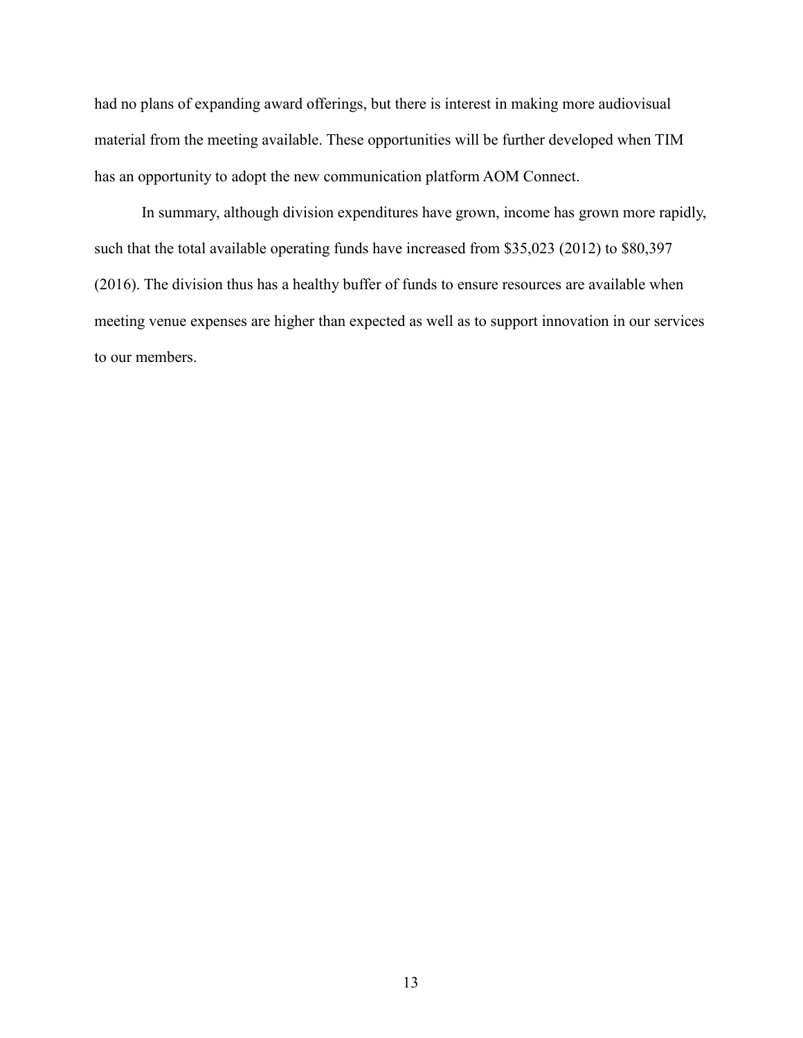had no plans of expanding award offerings, but there is interest in making more audiovisual material from the meeting available. These opportunities will be further developed when TIM has an opportunity to adopt the new communication platform AOM Connect.

In summary, although division expenditures have grown, income has grown more rapidly, such that the total available operating funds have increased from $35,023 (2012) to $80,397 (2016). The division thus has a healthy buffer of funds to ensure resources are available when meeting venue expenses are higher than expected as well as to support innovation in our services to our members.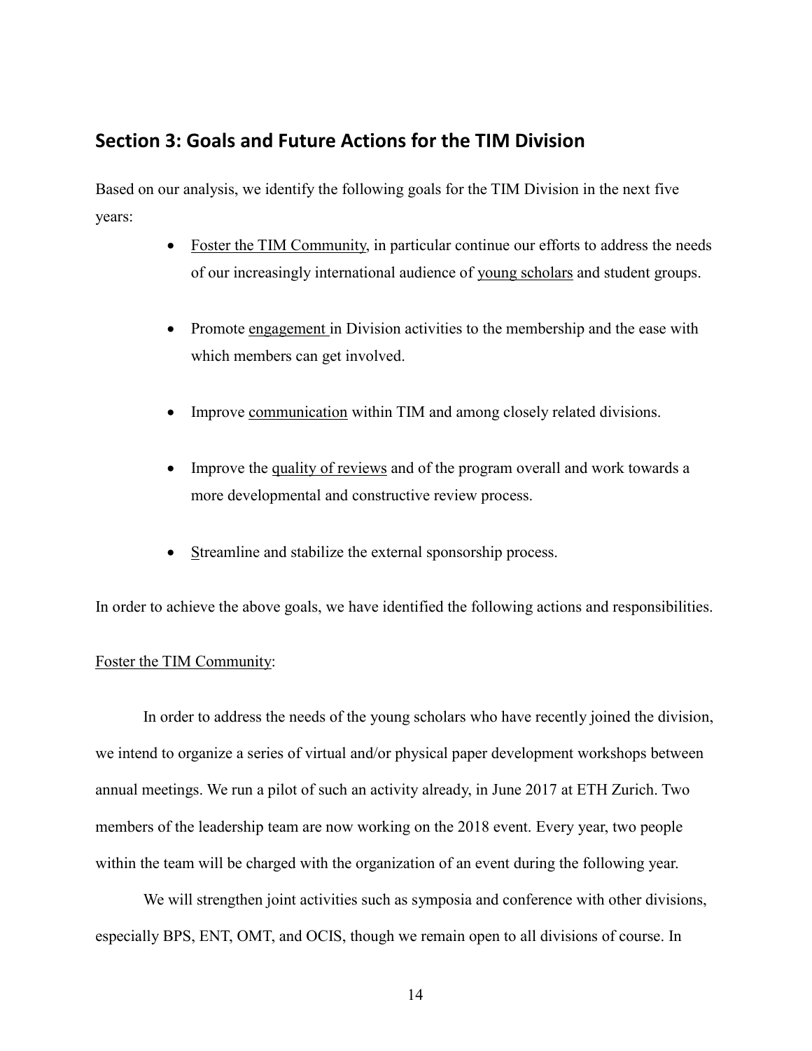## Section 3: Goals and Future Actions for the TIM Division

Based on our analysis, we identify the following goals for the TIM Division in the next five years:

- <u>Foster the TIM Community</u>, in particular continue our efforts to address the needs of our increasingly international audience of <u>young scholars</u> and student groups.
- Promote <u>engagement</u> in Division activities to the membership and the ease with which members can get involved.
- Improve <u>communication</u> within TIM and among closely related divisions.
- Improve the <u>quality of reviews</u> and of the program overall and work towards a more developmental and constructive review process.
- <u>S</u>treamline and stabilize the external sponsorship process.

In order to achieve the above goals, we have identified the following actions and responsibilities.

<u>Foster the TIM Community</u>:

In order to address the needs of the young scholars who have recently joined the division, we intend to organize a series of virtual and/or physical paper development workshops between annual meetings. We run a pilot of such an activity already, in June 2017 at ETH Zurich. Two members of the leadership team are now working on the 2018 event. Every year, two people within the team will be charged with the organization of an event during the following year.

We will strengthen joint activities such as symposia and conference with other divisions, especially BPS, ENT, OMT, and OCIS, though we remain open to all divisions of course. In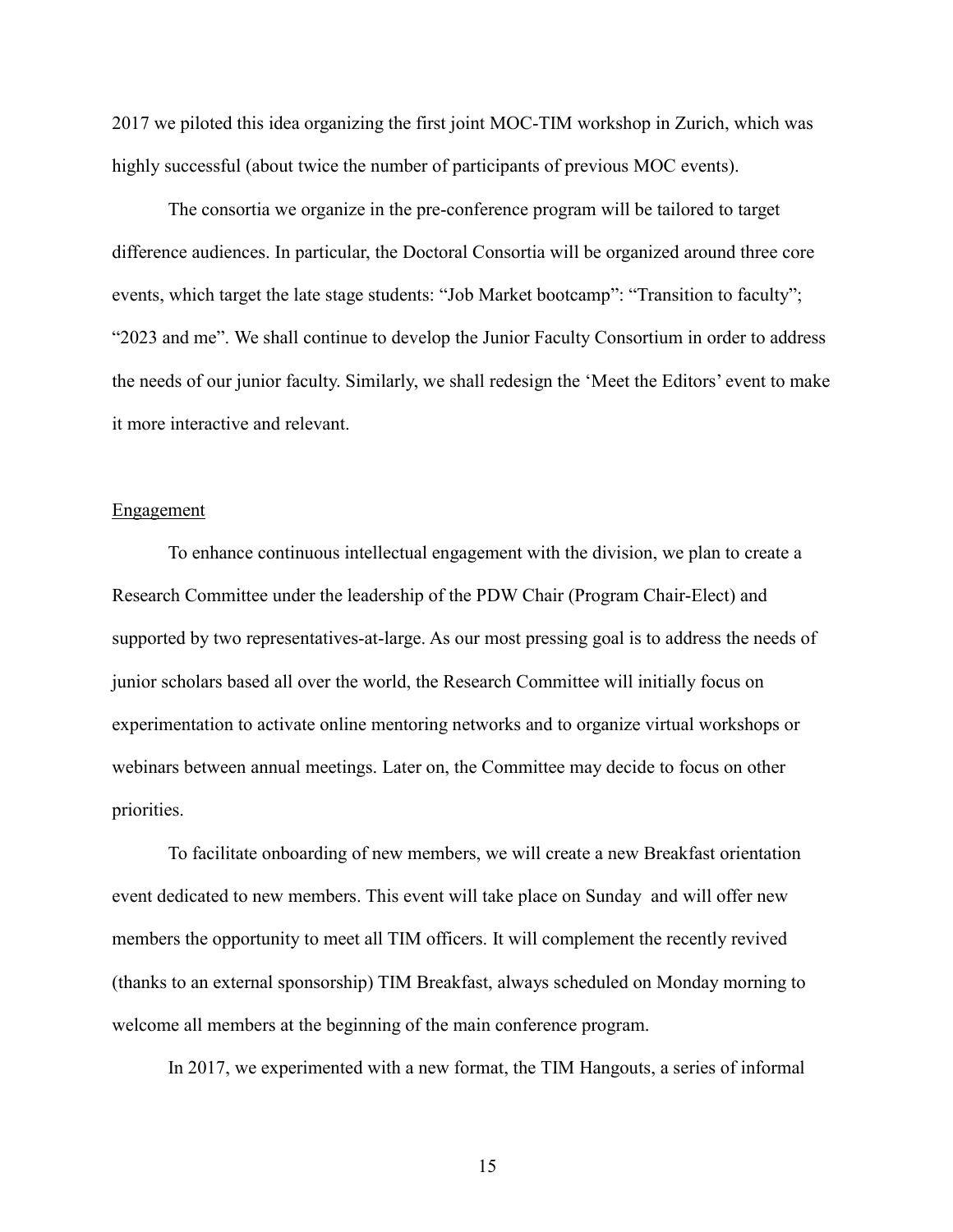2017 we piloted this idea organizing the first joint MOC-TIM workshop in Zurich, which was highly successful (about twice the number of participants of previous MOC events).

The consortia we organize in the pre-conference program will be tailored to target difference audiences. In particular, the Doctoral Consortia will be organized around three core events, which target the late stage students: "Job Market bootcamp": "Transition to faculty"; "2023 and me". We shall continue to develop the Junior Faculty Consortium in order to address the needs of our junior faculty. Similarly, we shall redesign the 'Meet the Editors' event to make it more interactive and relevant.

<u>Engagement</u>

To enhance continuous intellectual engagement with the division, we plan to create a Research Committee under the leadership of the PDW Chair (Program Chair-Elect) and supported by two representatives-at-large. As our most pressing goal is to address the needs of junior scholars based all over the world, the Research Committee will initially focus on experimentation to activate online mentoring networks and to organize virtual workshops or webinars between annual meetings. Later on, the Committee may decide to focus on other priorities.

To facilitate onboarding of new members, we will create a new Breakfast orientation event dedicated to new members. This event will take place on Sunday and will offer new members the opportunity to meet all TIM officers. It will complement the recently revived (thanks to an external sponsorship) TIM Breakfast, always scheduled on Monday morning to welcome all members at the beginning of the main conference program.

In 2017, we experimented with a new format, the TIM Hangouts, a series of informal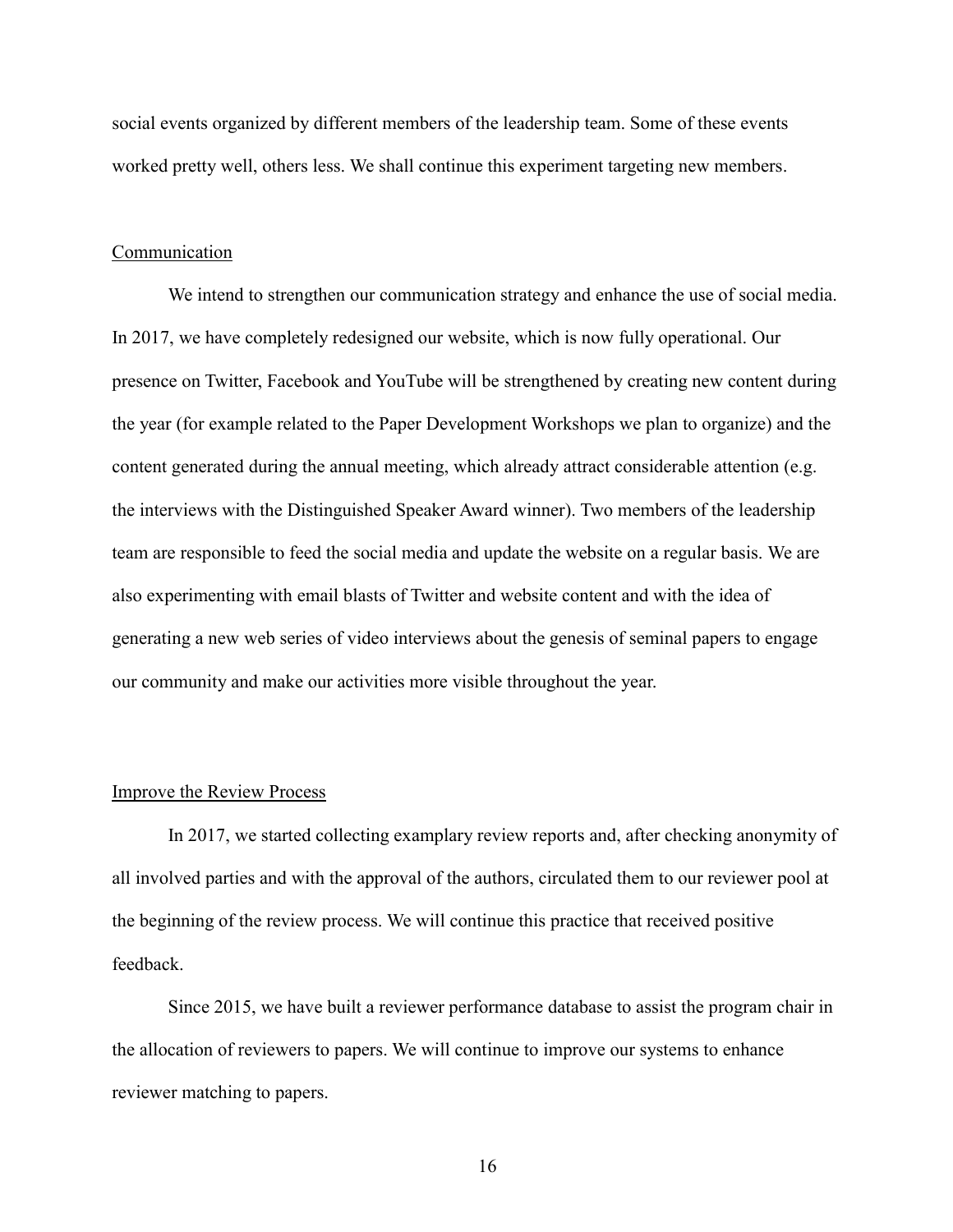social events organized by different members of the leadership team. Some of these events worked pretty well, others less. We shall continue this experiment targeting new members.

## Communication

We intend to strengthen our communication strategy and enhance the use of social media. In 2017, we have completely redesigned our website, which is now fully operational. Our presence on Twitter, Facebook and YouTube will be strengthened by creating new content during the year (for example related to the Paper Development Workshops we plan to organize) and the content generated during the annual meeting, which already attract considerable attention (e.g. the interviews with the Distinguished Speaker Award winner). Two members of the leadership team are responsible to feed the social media and update the website on a regular basis. We are also experimenting with email blasts of Twitter and website content and with the idea of generating a new web series of video interviews about the genesis of seminal papers to engage our community and make our activities more visible throughout the year.

## Improve the Review Process

In 2017, we started collecting examplary review reports and, after checking anonymity of all involved parties and with the approval of the authors, circulated them to our reviewer pool at the beginning of the review process. We will continue this practice that received positive feedback.

Since 2015, we have built a reviewer performance database to assist the program chair in the allocation of reviewers to papers. We will continue to improve our systems to enhance reviewer matching to papers.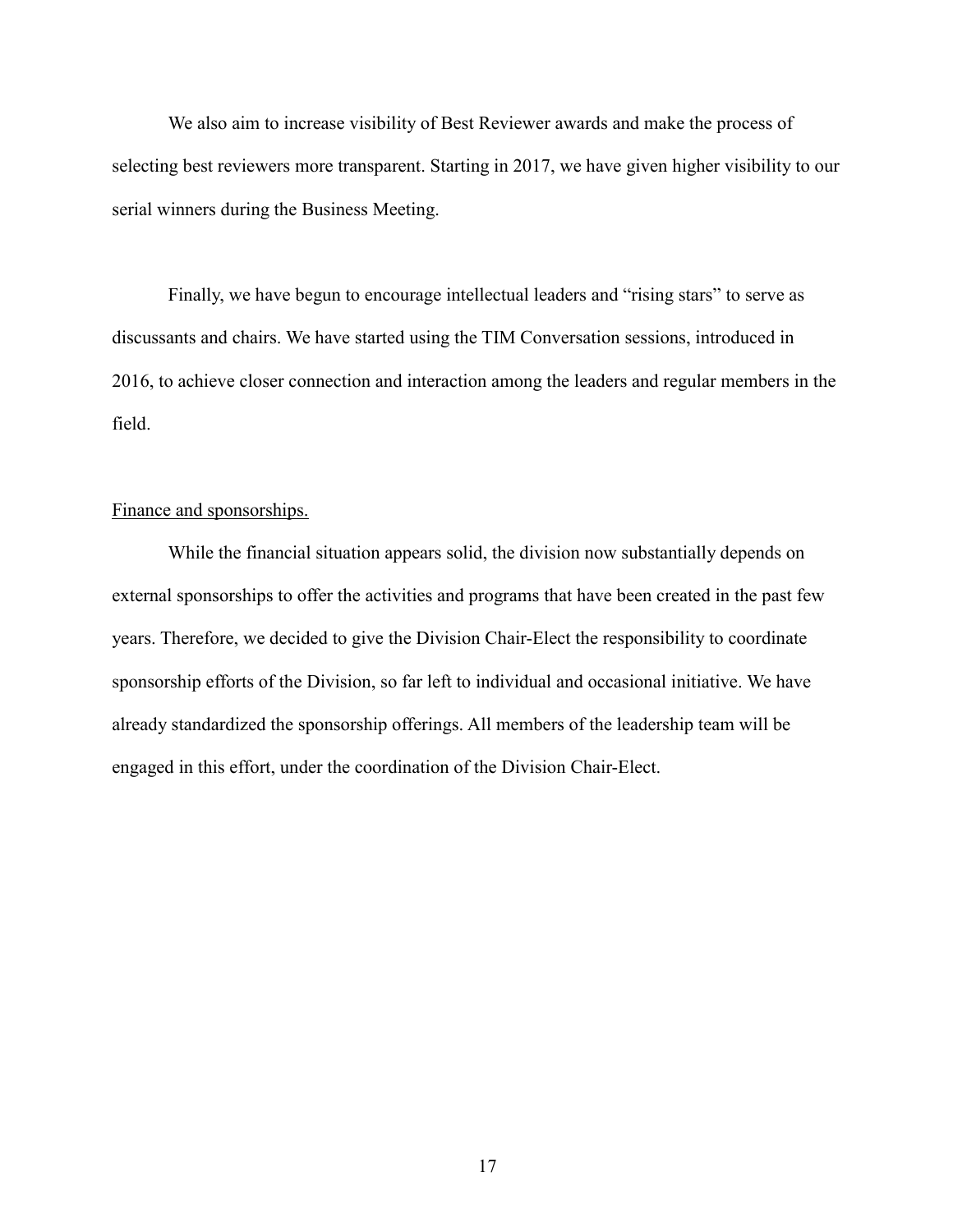We also aim to increase visibility of Best Reviewer awards and make the process of selecting best reviewers more transparent. Starting in 2017, we have given higher visibility to our serial winners during the Business Meeting.

Finally, we have begun to encourage intellectual leaders and "rising stars" to serve as discussants and chairs. We have started using the TIM Conversation sessions, introduced in 2016, to achieve closer connection and interaction among the leaders and regular members in the field.

Finance and sponsorships.

While the financial situation appears solid, the division now substantially depends on external sponsorships to offer the activities and programs that have been created in the past few years. Therefore, we decided to give the Division Chair-Elect the responsibility to coordinate sponsorship efforts of the Division, so far left to individual and occasional initiative. We have already standardized the sponsorship offerings. All members of the leadership team will be engaged in this effort, under the coordination of the Division Chair-Elect.